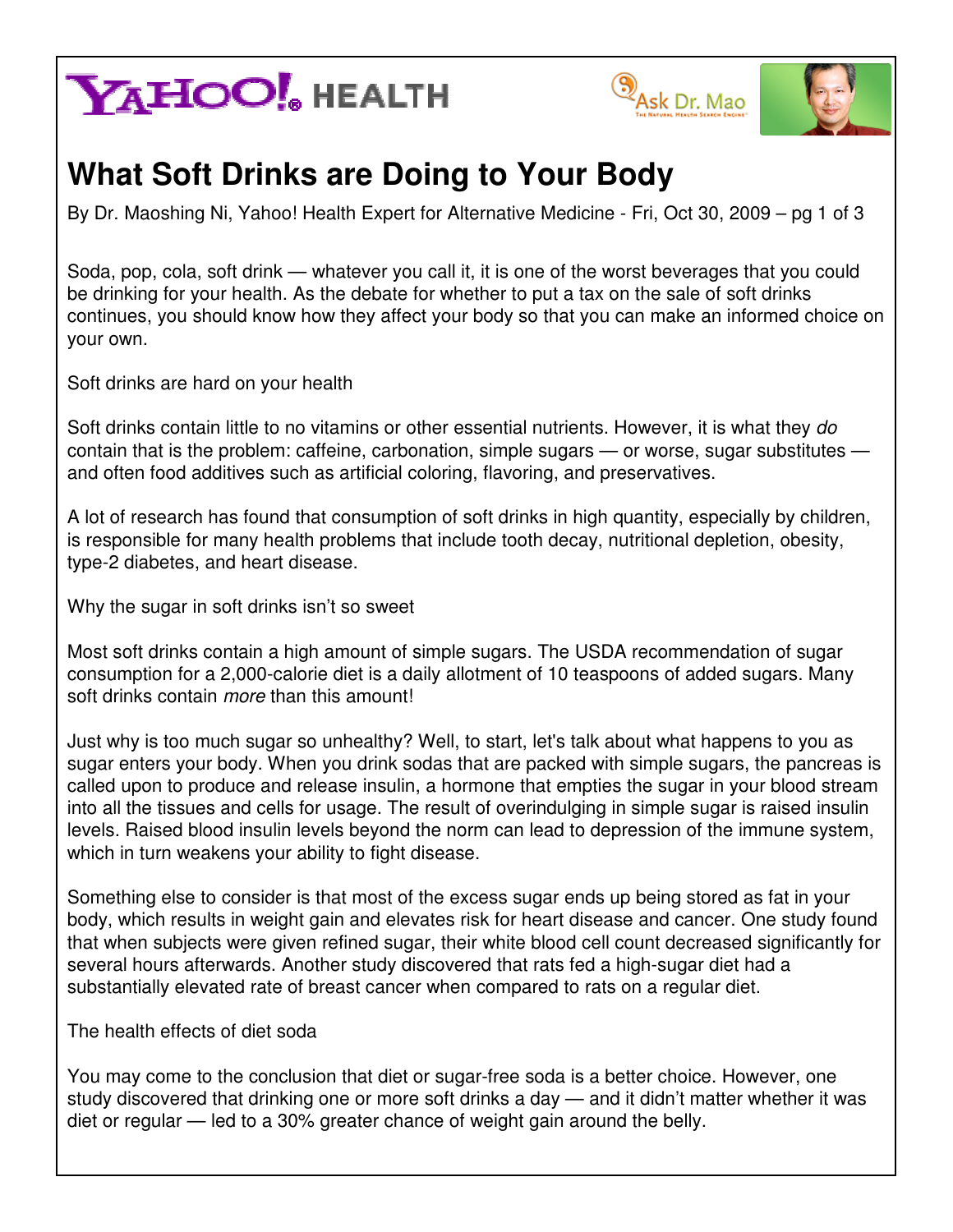YAHOO! HEALTH

Ask Dr. Mao

# What Soft Drinks are Doing to Your Body

By Dr. Maoshing Ni, Yahoo! Health Expert for Alternative Medicine - Fri, Oct 30, 2009

Soda, pop, cola, soft drink — whatever you call it, it is one of the worst beverages that you could be drinking for your health. As the debate for whether to put a tax on the sale of soft drinks continues, you should know how they affect your body so that you can make an informed choice on your own.

## Soft drinks are hard on your health

Soft drinks contain little to no vitamins or other essential nutrients. However, it is what they *do* contain that is the problem: caffeine, carbonation, simple sugars — or worse, sugar substitutes — and often food additives such as artificial coloring, flavoring, and preservatives.

A lot of research has found that consumption of soft drinks in high quantity, especially by children, is responsible for many health problems that include tooth decay, nutritional depletion, obesity, type-2 diabetes, and heart disease.

## Why the sugar in soft drinks isn't so sweet

Most soft drinks contain a high amount of simple sugars. The USDA recommendation of sugar consumption for a 2,000-calorie diet is a daily allotment of 10 teaspoons of added sugars. Many soft drinks contain *more* than this amount!

Just why is too much sugar so unhealthy? Well, to start, let's talk about what happens to you as sugar enters your body. When you drink sodas that are packed with simple sugars, the pancreas is called upon to produce and release insulin, a hormone that empties the sugar in your blood stream into all the tissues and cells for usage. The result of overindulging in simple sugar is raised insulin levels. Raised blood insulin levels beyond the norm can lead to depression of the immune system, which in turn weakens your ability to fight disease.

Something else to consider is that most of the excess sugar ends up being stored as fat in your body, which results in weight gain and elevates risk for heart disease and cancer. One study found that when subjects were given refined sugar, their white blood cell count decreased significantly for several hours afterwards. Another study discovered that rats fed a high-sugar diet had a substantially elevated rate of breast cancer when compared to rats on a regular diet.

## The health effects of diet soda

You may come to the conclusion that diet or sugar-free soda is a better choice. However, one study discovered that drinking one or more soft drinks a day — and it didn't matter whether it was diet or regular — led to a 30% greater chance of weight gain around the belly.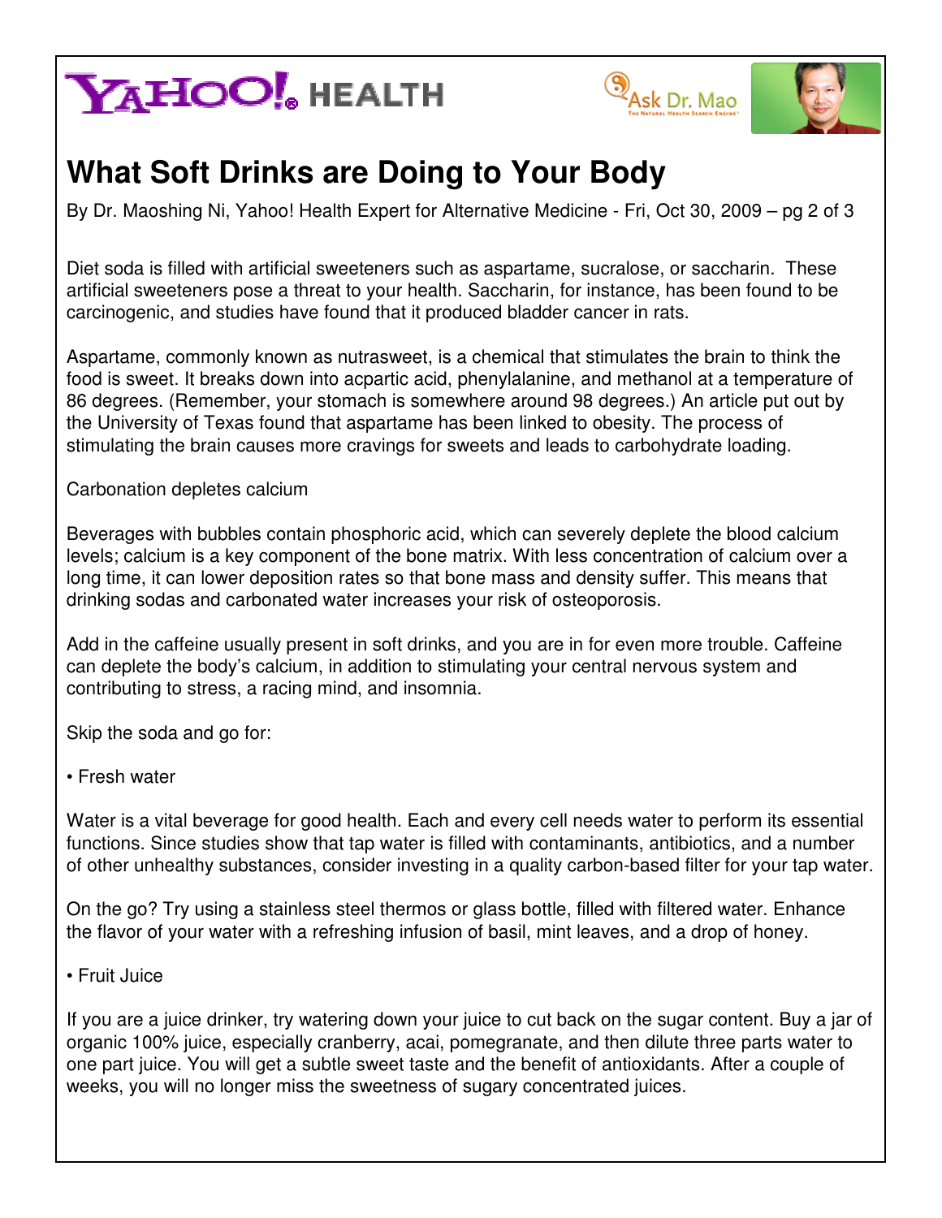# What Soft Drinks are Doing to Your Body

By Dr. Maoshing Ni, Yahoo! Health Expert for Alternative Medicine - Fri, Oct 30, 2009 – pg 2 of 3

Diet soda is filled with artificial sweeteners such as aspartame, sucralose, or saccharin. These artificial sweeteners pose a threat to your health. Saccharin, for instance, has been found to be carcinogenic, and studies have found that it produced bladder cancer in rats.

Aspartame, commonly known as nutrasweet, is a chemical that stimulates the brain to think the food is sweet. It breaks down into acpartic acid, phenylalanine, and methanol at a temperature of 86 degrees. (Remember, your stomach is somewhere around 98 degrees.) An article put out by the University of Texas found that aspartame has been linked to obesity. The process of stimulating the brain causes more cravings for sweets and leads to carbohydrate loading.

Carbonation depletes calcium

Beverages with bubbles contain phosphoric acid, which can severely deplete the blood calcium levels; calcium is a key component of the bone matrix. With less concentration of calcium over a long time, it can lower deposition rates so that bone mass and density suffer. This means that drinking sodas and carbonated water increases your risk of osteoporosis.

Add in the caffeine usually present in soft drinks, and you are in for even more trouble. Caffeine can deplete the body's calcium, in addition to stimulating your central nervous system and contributing to stress, a racing mind, and insomnia.

Skip the soda and go for:

• Fresh water

Water is a vital beverage for good health. Each and every cell needs water to perform its essential functions. Since studies show that tap water is filled with contaminants, antibiotics, and a number of other unhealthy substances, consider investing in a quality carbon-based filter for your tap water.

On the go? Try using a stainless steel thermos or glass bottle, filled with filtered water. Enhance the flavor of your water with a refreshing infusion of basil, mint leaves, and a drop of honey.

• Fruit Juice

If you are a juice drinker, try watering down your juice to cut back on the sugar content. Buy a jar of organic 100% juice, especially cranberry, acai, pomegranate, and then dilute three parts water to one part juice. You will get a subtle sweet taste and the benefit of antioxidants. After a couple of weeks, you will no longer miss the sweetness of sugary concentrated juices.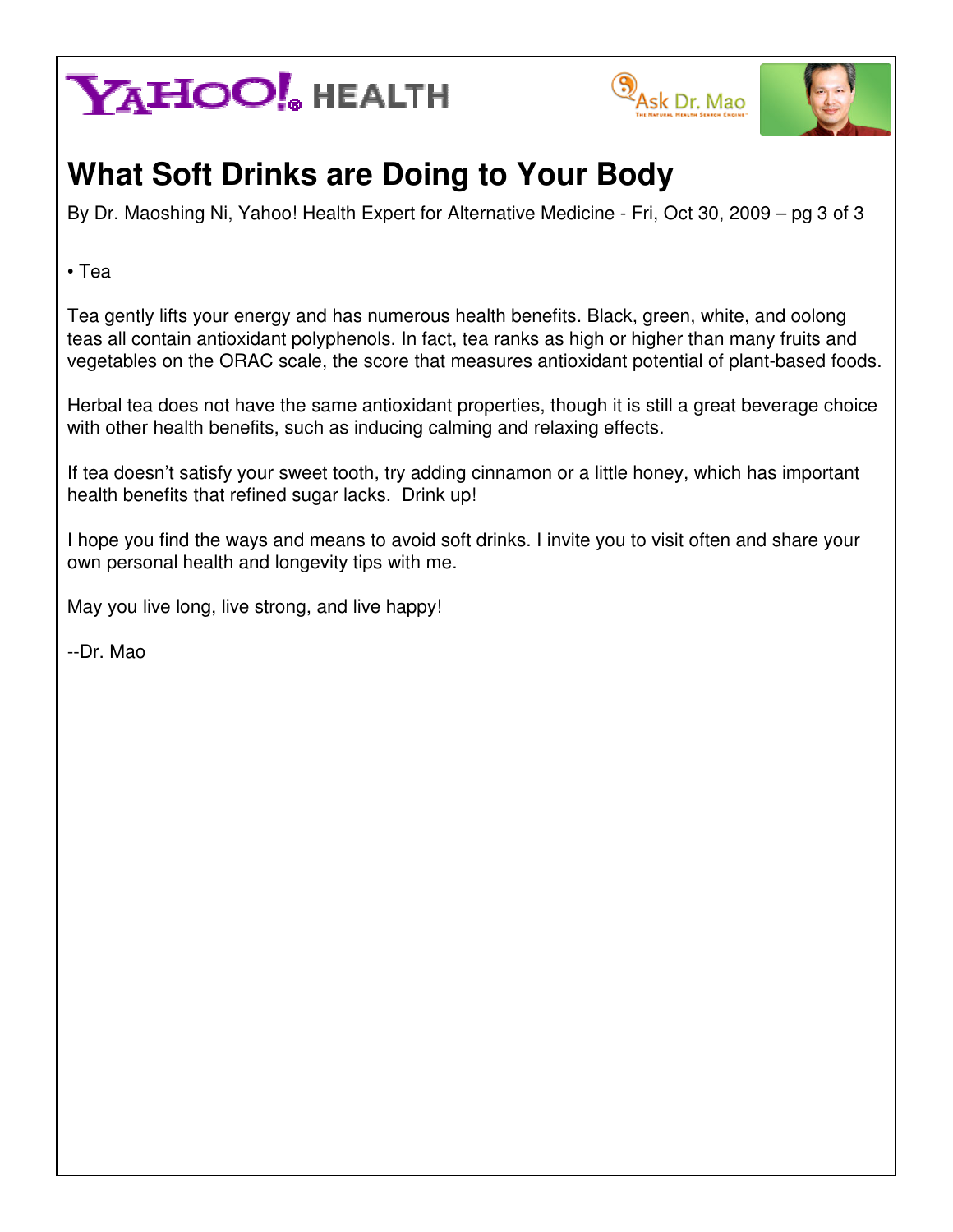# What Soft Drinks are Doing to Your Body

By Dr. Maoshing Ni, Yahoo! Health Expert for Alternative Medicine - Fri, Oct 30, 2009

• Tea

Tea gently lifts your energy and has numerous health benefits. Black, green, white, and oolong teas all contain antioxidant polyphenols. In fact, tea ranks as high or higher than many fruits and vegetables on the ORAC scale, the score that measures antioxidant potential of plant-based foods.

Herbal tea does not have the same antioxidant properties, though it is still a great beverage choice with other health benefits, such as inducing calming and relaxing effects.

If tea doesn't satisfy your sweet tooth, try adding cinnamon or a little honey, which has important health benefits that refined sugar lacks. Drink up!

I hope you find the ways and means to avoid soft drinks. I invite you to visit often and share your own personal health and longevity tips with me.

May you live long, live strong, and live happy!

--Dr. Mao